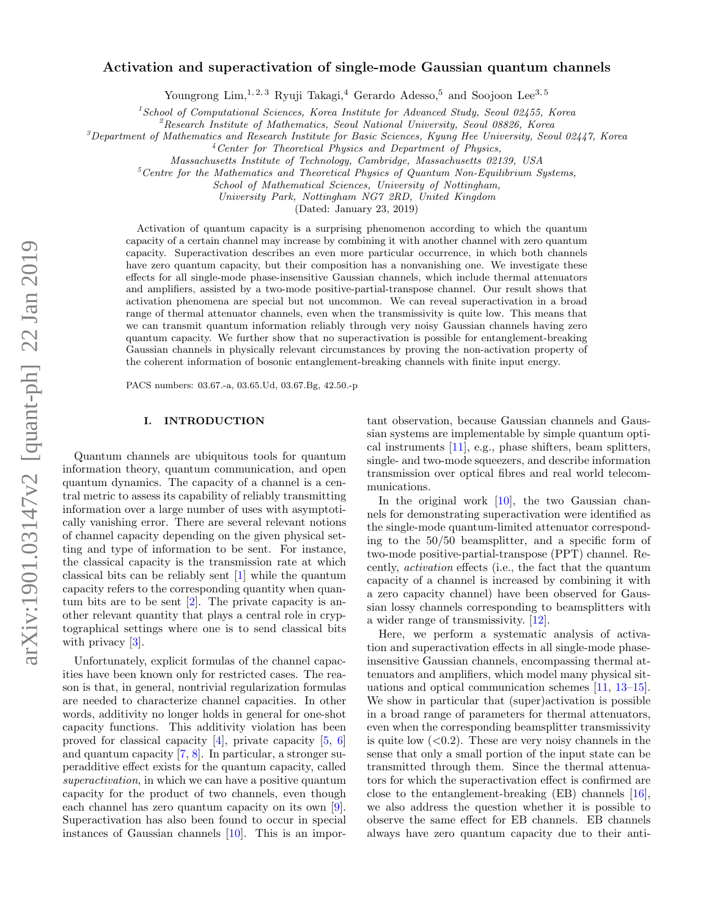# Activation and superactivation of single-mode Gaussian quantum channels

Youngrong Lim,[1,2,3] Ryuji Takagi,[4] Gerardo Adesso,[5] and Soojoon Lee[3,5]

[1] *School of Computational Sciences, Korea Institute for Advanced Study, Seoul 02455, Korea*
[2] *Research Institute of Mathematics, Seoul National University, Seoul 08826, Korea*
[3] *Department of Mathematics and Research Institute for Basic Sciences, Kyung Hee University, Seoul 02447, Korea*
[4] *Center for Theoretical Physics and Department of Physics, Massachusetts Institute of Technology, Cambridge, Massachusetts 02139, USA*
[5] *Centre for the Mathematics and Theoretical Physics of Quantum Non-Equilibrium Systems, School of Mathematical Sciences, University of Nottingham, University Park, Nottingham NG7 2RD, United Kingdom*

(Dated: January 23, 2019)

Activation of quantum capacity is a surprising phenomenon according to which the quantum capacity of a certain channel may increase by combining it with another channel with zero quantum capacity. Superactivation describes an even more particular occurrence, in which both channels have zero quantum capacity, but their composition has a nonvanishing one. We investigate these effects for all single-mode phase-insensitive Gaussian channels, which include thermal attenuators and amplifiers, assisted by a two-mode positive-partial-transpose channel. Our result shows that activation phenomena are special but not uncommon. We can reveal superactivation in a broad range of thermal attenuator channels, even when the transmissivity is quite low. This means that we can transmit quantum information reliably through very noisy Gaussian channels having zero quantum capacity. We further show that no superactivation is possible for entanglement-breaking Gaussian channels in physically relevant circumstances by proving the non-activation property of the coherent information of bosonic entanglement-breaking channels with finite input energy.

PACS numbers: 03.67.-a, 03.65.Ud, 03.67.Bg, 42.50.-p

## I. INTRODUCTION

Quantum channels are ubiquitous tools for quantum information theory, quantum communication, and open quantum dynamics. The capacity of a channel is a central metric to assess its capability of reliably transmitting information over a large number of uses with asymptotically vanishing error. There are several relevant notions of channel capacity depending on the given physical setting and type of information to be sent. For instance, the classical capacity is the transmission rate at which classical bits can be reliably sent [1] while the quantum capacity refers to the corresponding quantity when quantum bits are to be sent [2]. The private capacity is another relevant quantity that plays a central role in cryptographical settings where one is to send classical bits with privacy [3].

Unfortunately, explicit formulas of the channel capacities have been known only for restricted cases. The reason is that, in general, nontrivial regularization formulas are needed to characterize channel capacities. In other words, additivity no longer holds in general for one-shot capacity functions. This additivity violation has been proved for classical capacity [4], private capacity [5, 6] and quantum capacity [7, 8]. In particular, a stronger superadditive effect exists for the quantum capacity, called *superactivation*, in which we can have a positive quantum capacity for the product of two channels, even though each channel has zero quantum capacity on its own [9]. Superactivation has also been found to occur in special instances of Gaussian channels [10]. This is an important observation, because Gaussian channels and Gaussian systems are implementable by simple quantum optical instruments [11], e.g., phase shifters, beam splitters, single- and two-mode squeezers, and describe information transmission over optical fibres and real world telecommunications.

In the original work [10], the two Gaussian channels for demonstrating superactivation were identified as the single-mode quantum-limited attenuator corresponding to the 50/50 beamsplitter, and a specific form of two-mode positive-partial-transpose (PPT) channel. Recently, *activation* effects (i.e., the fact that the quantum capacity of a channel is increased by combining it with a zero capacity channel) have been observed for Gaussian lossy channels corresponding to beamsplitters with a wider range of transmissivity. [12].

Here, we perform a systematic analysis of activation and superactivation effects in all single-mode phase-insensitive Gaussian channels, encompassing thermal attenuators and amplifiers, which model many physical situations and optical communication schemes [11, 13–15]. We show in particular that (super)activation is possible in a broad range of parameters for thermal attenuators, even when the corresponding beamsplitter transmissivity is quite low (<0.2). These are very noisy channels in the sense that only a small portion of the input state can be transmitted through them. Since the thermal attenuators for which the superactivation effect is confirmed are close to the entanglement-breaking (EB) channels [16], we also address the question whether it is possible to observe the same effect for EB channels. EB channels always have zero quantum capacity due to their anti-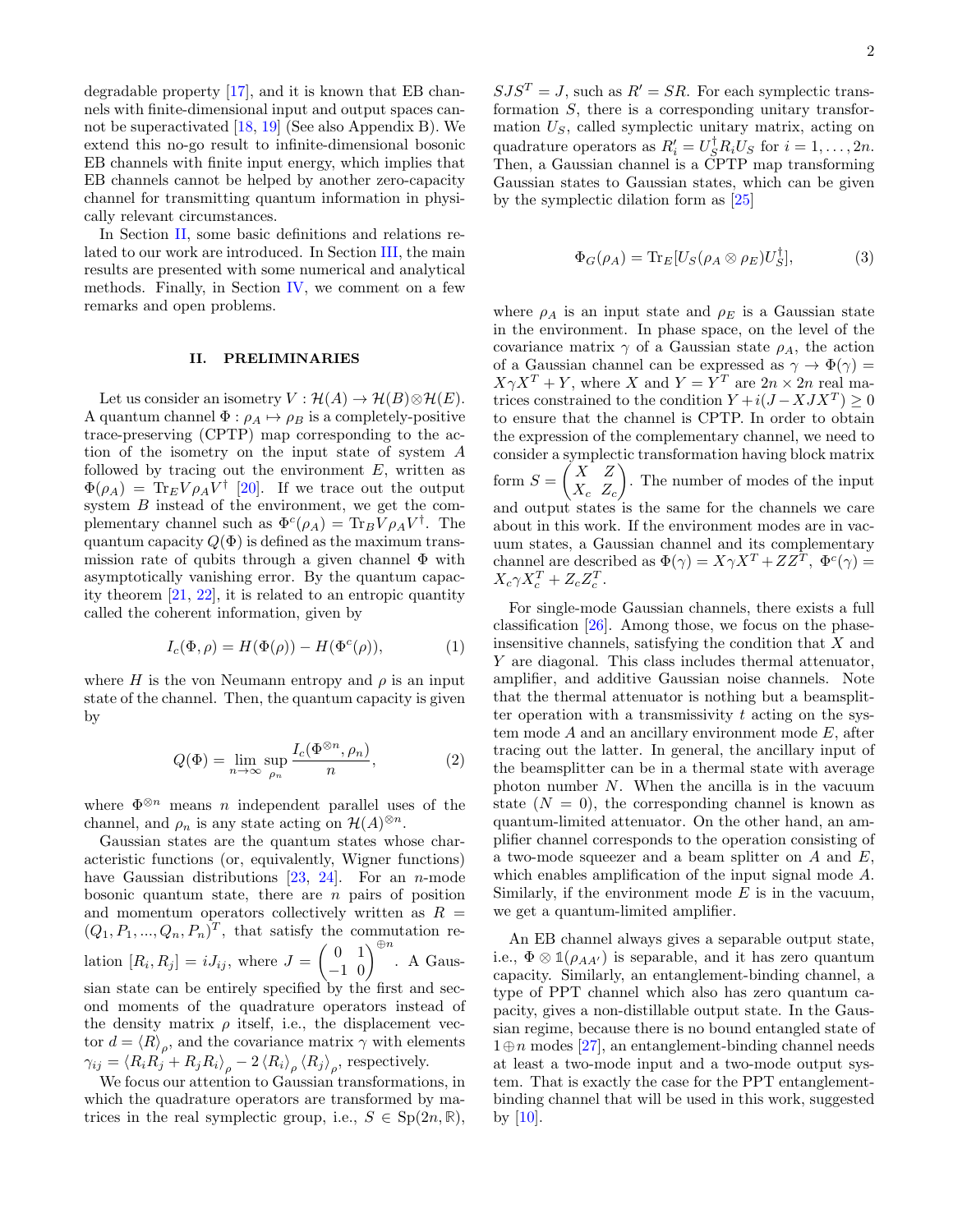degradable property [17], and it is known that EB channels with finite-dimensional input and output spaces cannot be superactivated [18, 19] (See also Appendix B). We extend this no-go result to infinite-dimensional bosonic EB channels with finite input energy, which implies that EB channels cannot be helped by another zero-capacity channel for transmitting quantum information in physically relevant circumstances.

In Section II, some basic definitions and relations related to our work are introduced. In Section III, the main results are presented with some numerical and analytical methods. Finally, in Section IV, we comment on a few remarks and open problems.

## II. PRELIMINARIES

Let us consider an isometry $V : \mathcal{H}(A) \to \mathcal{H}(B) \otimes \mathcal{H}(E)$. A quantum channel $\Phi : \rho_A \mapsto \rho_B$ is a completely-positive trace-preserving (CPTP) map corresponding to the action of the isometry on the input state of system $A$ followed by tracing out the environment $E$, written as $\Phi(\rho_A) = \mathrm{Tr}_E V \rho_A V^\dagger$ [20]. If we trace out the output system $B$ instead of the environment, we get the complementary channel such as $\Phi^c(\rho_A) = \mathrm{Tr}_B V \rho_A V^\dagger$. The quantum capacity $Q(\Phi)$ is defined as the maximum transmission rate of qubits through a given channel $\Phi$ with asymptotically vanishing error. By the quantum capacity theorem [21, 22], it is related to an entropic quantity called the coherent information, given by

$$I_c(\Phi, \rho) = H(\Phi(\rho)) - H(\Phi^c(\rho)), \tag{1}$$

where $H$ is the von Neumann entropy and $\rho$ is an input state of the channel. Then, the quantum capacity is given by

$$Q(\Phi) = \lim_{n\to\infty} \sup_{\rho_n} \frac{I_c(\Phi^{\otimes n}, \rho_n)}{n}, \tag{2}$$

where $\Phi^{\otimes n}$ means $n$ independent parallel uses of the channel, and $\rho_n$ is any state acting on $\mathcal{H}(A)^{\otimes n}$.

Gaussian states are the quantum states whose characteristic functions (or, equivalently, Wigner functions) have Gaussian distributions [23, 24]. For an $n$-mode bosonic quantum state, there are $n$ pairs of position and momentum operators collectively written as $R = (Q_1, P_1, ..., Q_n, P_n)^T$, that satisfy the commutation relation $[R_i, R_j] = iJ_{ij}$, where $J = \begin{pmatrix} 0 & 1 \\ -1 & 0 \end{pmatrix}^{\oplus n}$. A Gaussian state can be entirely specified by the first and second moments of the quadrature operators instead of the density matrix $\rho$ itself, i.e., the displacement vector $d = \langle R \rangle_\rho$, and the covariance matrix $\gamma$ with elements $\gamma_{ij} = \langle R_i R_j + R_j R_i \rangle_\rho - 2 \langle R_i \rangle_\rho \langle R_j \rangle_\rho$, respectively.

We focus our attention to Gaussian transformations, in which the quadrature operators are transformed by matrices in the real symplectic group, i.e., $S \in \mathrm{Sp}(2n, \mathbb{R})$, $SJS^T = J$, such as $R' = SR$. For each symplectic transformation $S$, there is a corresponding unitary transformation $U_S$, called symplectic unitary matrix, acting on quadrature operators as $R_i' = U_S^\dagger R_i U_S$ for $i = 1, \ldots, 2n$. Then, a Gaussian channel is a CPTP map transforming Gaussian states to Gaussian states, which can be given by the symplectic dilation form as [25]

$$\Phi_G(\rho_A) = \mathrm{Tr}_E[U_S(\rho_A \otimes \rho_E)U_S^\dagger], \tag{3}$$

where $\rho_A$ is an input state and $\rho_E$ is a Gaussian state in the environment. In phase space, on the level of the covariance matrix $\gamma$ of a Gaussian state $\rho_A$, the action of a Gaussian channel can be expressed as $\gamma \to \Phi(\gamma) = X\gamma X^T + Y$, where $X$ and $Y = Y^T$ are $2n \times 2n$ real matrices constrained to the condition $Y + i(J - XJX^T) \geq 0$ to ensure that the channel is CPTP. In order to obtain the expression of the complementary channel, we need to consider a symplectic transformation having block matrix form $S = \begin{pmatrix} X & Z \\ X_c & Z_c \end{pmatrix}$. The number of modes of the input and output states is the same for the channels we care about in this work. If the environment modes are in vacuum states, a Gaussian channel and its complementary channel are described as $\Phi(\gamma) = X\gamma X^T + ZZ^T$, $\Phi^c(\gamma) = X_c \gamma X_c^T + Z_c Z_c^T$.

For single-mode Gaussian channels, there exists a full classification [26]. Among those, we focus on the phase-insensitive channels, satisfying the condition that $X$ and $Y$ are diagonal. This class includes thermal attenuator, amplifier, and additive Gaussian noise channels. Note that the thermal attenuator is nothing but a beamsplitter operation with a transmissivity $t$ acting on the system mode $A$ and an ancillary environment mode $E$, after tracing out the latter. In general, the ancillary input of the beamsplitter can be in a thermal state with average photon number $N$. When the ancilla is in the vacuum state ($N = 0$), the corresponding channel is known as quantum-limited attenuator. On the other hand, an amplifier channel corresponds to the operation consisting of a two-mode squeezer and a beam splitter on $A$ and $E$, which enables amplification of the input signal mode $A$. Similarly, if the environment mode $E$ is in the vacuum, we get a quantum-limited amplifier.

An EB channel always gives a separable output state, i.e., $\Phi \otimes \mathbb{1}(\rho_{AA'})$ is separable, and it has zero quantum capacity. Similarly, an entanglement-binding channel, a type of PPT channel which also has zero quantum capacity, gives a non-distillable output state. In the Gaussian regime, because there is no bound entangled state of $1 \oplus n$ modes [27], an entanglement-binding channel needs at least a two-mode input and a two-mode output system. That is exactly the case for the PPT entanglement-binding channel that will be used in this work, suggested by [10].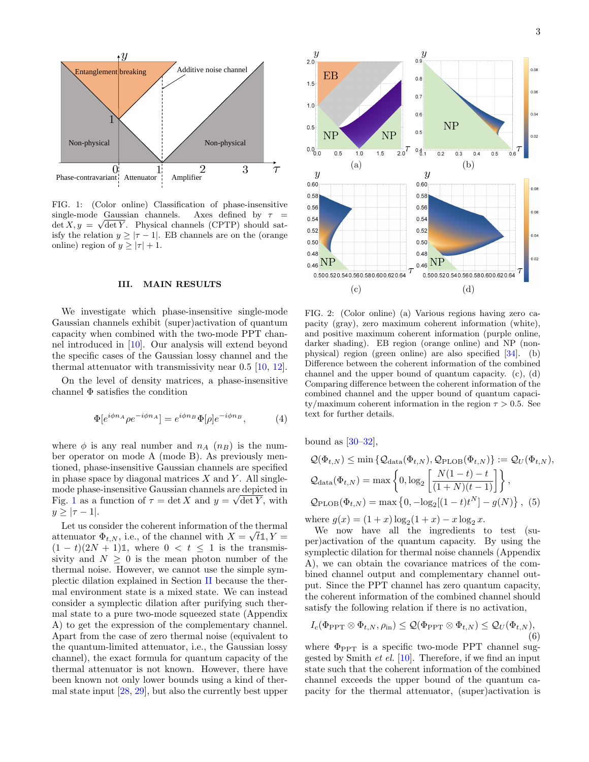FIG. 1: (Color online) Classification of phase-insensitive single-mode Gaussian channels. Axes defined by $\tau = \det X, y = \sqrt{\det Y}$. Physical channels (CPTP) should satisfy the relation $y \geq |\tau - 1|$. EB channels are on the (orange online) region of $y \geq |\tau| + 1$.

FIG. 2: (Color online) (a) Various regions having zero capacity (gray), zero maximum coherent information (white), and positive maximum coherent information (purple online, darker shading). EB region (orange online) and NP (non-physical) region (green online) are also specified [34]. (b) Difference between the coherent information of the combined channel and the upper bound of quantum capacity. (c), (d) Comparing difference between the coherent information of the combined channel and the upper bound of quantum capacity/maximum coherent information in the region $\tau > 0.5$. See text for further details.

## III. MAIN RESULTS

We investigate which phase-insensitive single-mode Gaussian channels exhibit (super)activation of quantum capacity when combined with the two-mode PPT channel introduced in [10]. Our analysis will extend beyond the specific cases of the Gaussian lossy channel and the thermal attenuator with transmissivity near 0.5 [10, 12].

On the level of density matrices, a phase-insensitive channel $\Phi$ satisfies the condition

$$\Phi[e^{i\phi n_A} \rho e^{-i\phi n_A}] = e^{i\phi n_B} \Phi[\rho] e^{-i\phi n_B}, \tag{4}$$

where $\phi$ is any real number and $n_A$ ($n_B$) is the number operator on mode A (mode B). As previously mentioned, phase-insensitive Gaussian channels are specified in phase space by diagonal matrices $X$ and $Y$. All single-mode phase-insensitive Gaussian channels are depicted in Fig. 1 as a function of $\tau = \det X$ and $y = \sqrt{\det Y}$, with $y \geq |\tau - 1|$.

Let us consider the coherent information of the thermal attenuator $\Phi_{t,N}$, i.e., of the channel with $X = \sqrt{t}\mathbb{1}, Y = (1-t)(2N+1)\mathbb{1}$, where $0 < t \leq 1$ is the transmissivity and $N \geq 0$ is the mean photon number of the thermal noise. However, we cannot use the simple symplectic dilation explained in Section II because the thermal environment state is a mixed state. We can instead consider a symplectic dilation after purifying such thermal state to a pure two-mode squeezed state (Appendix A) to get the expression of the complementary channel. Apart from the case of zero thermal noise (equivalent to the quantum-limited attenuator, i.e., the Gaussian lossy channel), the exact formula for quantum capacity of the thermal attenuator is not known. However, there have been known not only lower bounds using a kind of thermal state input [28, 29], but also the currently best upper bound as [30–32],

$$\begin{aligned}
\mathcal{Q}(\Phi_{t,N}) &\leq \min\left\{\mathcal{Q}_{\rm data}(\Phi_{t,N}), \mathcal{Q}_{\rm PLOB}(\Phi_{t,N})\right\} := \mathcal{Q}_U(\Phi_{t,N}), \\
\mathcal{Q}_{\rm data}(\Phi_{t,N}) &= \max\left\{0, \log_2\left[\frac{N(1-t)-t}{(1+N)(t-1)}\right]\right\}, \\
\mathcal{Q}_{\rm PLOB}(\Phi_{t,N}) &= \max\left\{0, -\log_2[(1-t)t^N] - g(N)\right\}, \quad (5)
\end{aligned}$$

where $g(x) = (1+x)\log_2(1+x) - x\log_2 x$.

We now have all the ingredients to test (super)activation of the quantum capacity. By using the symplectic dilation for thermal noise channels (Appendix A), we can obtain the covariance matrices of the combined channel output and complementary channel output. Since the PPT channel has zero quantum capacity, the coherent information of the combined channel should satisfy the following relation if there is no activation,

$$I_c(\Phi_{\rm PPT} \otimes \Phi_{t,N}, \rho_{\rm in}) \leq \mathcal{Q}(\Phi_{\rm PPT} \otimes \Phi_{t,N}) \leq \mathcal{Q}_U(\Phi_{t,N}), \tag{6}$$

where $\Phi_{\rm PPT}$ is a specific two-mode PPT channel suggested by Smith *et al.* [10]. Therefore, if we find an input state such that the coherent information of the combined channel exceeds the upper bound of the quantum capacity for the thermal attenuator, (super)activation is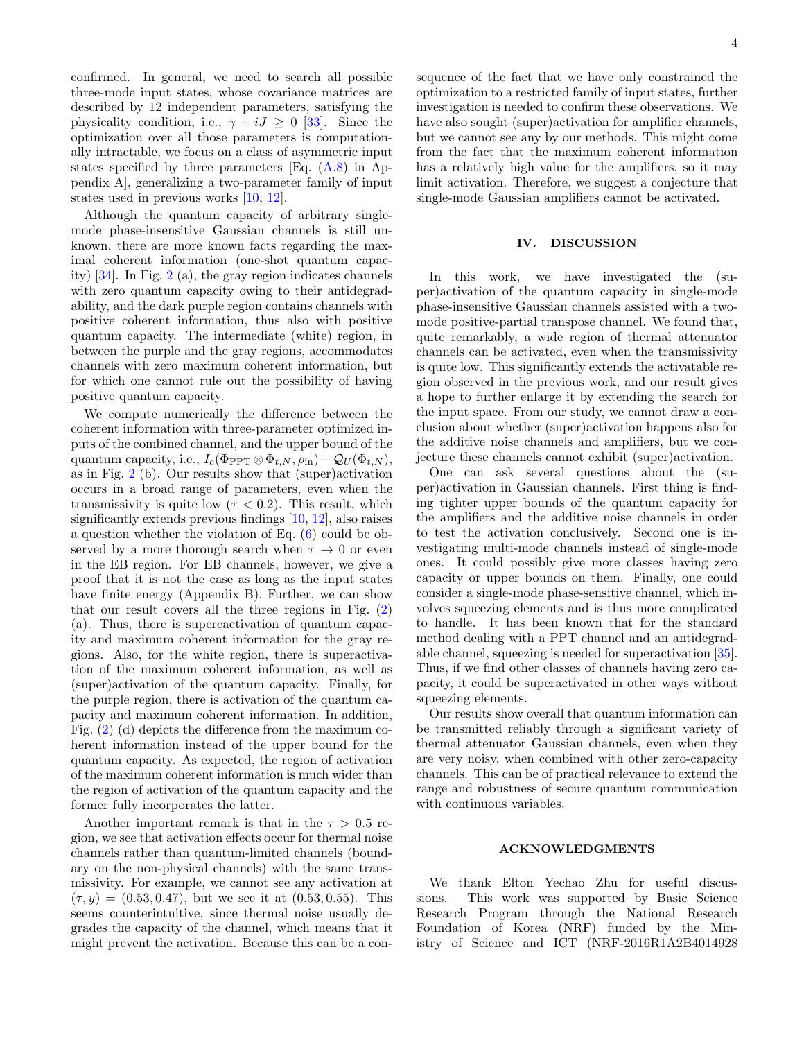confirmed. In general, we need to search all possible three-mode input states, whose covariance matrices are described by 12 independent parameters, satisfying the physicality condition, i.e., $\gamma + iJ \geq 0$ [33]. Since the optimization over all those parameters is computationally intractable, we focus on a class of asymmetric input states specified by three parameters [Eq. (A.8) in Appendix A], generalizing a two-parameter family of input states used in previous works [10, 12].

Although the quantum capacity of arbitrary single-mode phase-insensitive Gaussian channels is still unknown, there are more known facts regarding the maximal coherent information (one-shot quantum capacity) [34]. In Fig. 2 (a), the gray region indicates channels with zero quantum capacity owing to their antidegradability, and the dark purple region contains channels with positive coherent information, thus also with positive quantum capacity. The intermediate (white) region, in between the purple and the gray regions, accommodates channels with zero maximum coherent information, but for which one cannot rule out the possibility of having positive quantum capacity.

We compute numerically the difference between the coherent information with three-parameter optimized inputs of the combined channel, and the upper bound of the quantum capacity, i.e., $I_c(\Phi_{\text{PPT}} \otimes \Phi_{t,N}, \rho_{\text{in}}) - \mathcal{Q}_U(\Phi_{t,N})$, as in Fig. 2 (b). Our results show that (super)activation occurs in a broad range of parameters, even when the transmissivity is quite low ($\tau < 0.2$). This result, which significantly extends previous findings [10, 12], also raises a question whether the violation of Eq. (6) could be observed by a more thorough search when $\tau \to 0$ or even in the EB region. For EB channels, however, we give a proof that it is not the case as long as the input states have finite energy (Appendix B). Further, we can show that our result covers all the three regions in Fig. (2) (a). Thus, there is supereactivation of quantum capacity and maximum coherent information for the gray regions. Also, for the white region, there is superactivation of the maximum coherent information, as well as (super)activation of the quantum capacity. Finally, for the purple region, there is activation of the quantum capacity and maximum coherent information. In addition, Fig. (2) (d) depicts the difference from the maximum coherent information instead of the upper bound for the quantum capacity. As expected, the region of activation of the maximum coherent information is much wider than the region of activation of the quantum capacity and the former fully incorporates the latter.

Another important remark is that in the $\tau > 0.5$ region, we see that activation effects occur for thermal noise channels rather than quantum-limited channels (boundary on the non-physical channels) with the same transmissivity. For example, we cannot see any activation at $(\tau, y) = (0.53, 0.47)$, but we see it at $(0.53, 0.55)$. This seems counterintuitive, since thermal noise usually degrades the capacity of the channel, which means that it might prevent the activation. Because this can be a consequence of the fact that we have only constrained the optimization to a restricted family of input states, further investigation is needed to confirm these observations. We have also sought (super)activation for amplifier channels, but we cannot see any by our methods. This might come from the fact that the maximum coherent information has a relatively high value for the amplifiers, so it may limit activation. Therefore, we suggest a conjecture that single-mode Gaussian amplifiers cannot be activated.

## IV. DISCUSSION

In this work, we have investigated the (super)activation of the quantum capacity in single-mode phase-insensitive Gaussian channels assisted with a two-mode positive-partial transpose channel. We found that, quite remarkably, a wide region of thermal attenuator channels can be activated, even when the transmissivity is quite low. This significantly extends the activatable region observed in the previous work, and our result gives a hope to further enlarge it by extending the search for the input space. From our study, we cannot draw a conclusion about whether (super)activation happens also for the additive noise channels and amplifiers, but we conjecture these channels cannot exhibit (super)activation.

One can ask several questions about the (super)activation in Gaussian channels. First thing is finding tighter upper bounds of the quantum capacity for the amplifiers and the additive noise channels in order to test the activation conclusively. Second one is investigating multi-mode channels instead of single-mode ones. It could possibly give more classes having zero capacity or upper bounds on them. Finally, one could consider a single-mode phase-sensitive channel, which involves squeezing elements and is thus more complicated to handle. It has been known that for the standard method dealing with a PPT channel and an antidegradable channel, squeezing is needed for superactivation [35]. Thus, if we find other classes of channels having zero capacity, it could be superactivated in other ways without squeezing elements.

Our results show overall that quantum information can be transmitted reliably through a significant variety of thermal attenuator Gaussian channels, even when they are very noisy, when combined with other zero-capacity channels. This can be of practical relevance to extend the range and robustness of secure quantum communication with continuous variables.

## ACKNOWLEDGMENTS

We thank Elton Yechao Zhu for useful discussions. This work was supported by Basic Science Research Program through the National Research Foundation of Korea (NRF) funded by the Ministry of Science and ICT (NRF-2016R1A2B4014928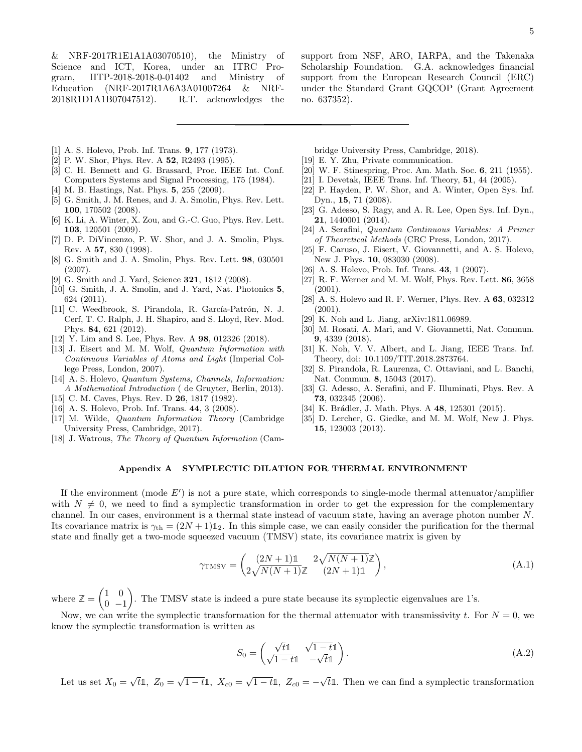& NRF-2017R1E1A1A03070510), the Ministry of Science and ICT, Korea, under an ITRC Program, IITP-2018-2018-0-01402 and Ministry of Education (NRF-2017R1A6A3A01007264 & NRF-2018R1D1A1B07047512). R.T. acknowledges the support from NSF, ARO, IARPA, and the Takenaka Scholarship Foundation. G.A. acknowledges financial support from the European Research Council (ERC) under the Standard Grant GQCOP (Grant Agreement no. 637352).

---

[1] A. S. Holevo, Prob. Inf. Trans. **9**, 177 (1973).
[2] P. W. Shor, Phys. Rev. A **52**, R2493 (1995).
[3] C. H. Bennett and G. Brassard, Proc. IEEE Int. Conf. Computers Systems and Signal Processing, 175 (1984).
[4] M. B. Hastings, Nat. Phys. **5**, 255 (2009).
[5] G. Smith, J. M. Renes, and J. A. Smolin, Phys. Rev. Lett. **100**, 170502 (2008).
[6] K. Li, A. Winter, X. Zou, and G.-C. Guo, Phys. Rev. Lett. **103**, 120501 (2009).
[7] D. P. DiVincenzo, P. W. Shor, and J. A. Smolin, Phys. Rev. A **57**, 830 (1998).
[8] G. Smith and J. A. Smolin, Phys. Rev. Lett. **98**, 030501 (2007).
[9] G. Smith and J. Yard, Science **321**, 1812 (2008).
[10] G. Smith, J. A. Smolin, and J. Yard, Nat. Photonics **5**, 624 (2011).
[11] C. Weedbrook, S. Pirandola, R. García-Patrón, N. J. Cerf, T. C. Ralph, J. H. Shapiro, and S. Lloyd, Rev. Mod. Phys. **84**, 621 (2012).
[12] Y. Lim and S. Lee, Phys. Rev. A **98**, 012326 (2018).
[13] J. Eisert and M. M. Wolf, *Quantum Information with Continuous Variables of Atoms and Light* (Imperial College Press, London, 2007).
[14] A. S. Holevo, *Quantum Systems, Channels, Information: A Mathematical Introduction* ( de Gruyter, Berlin, 2013).
[15] C. M. Caves, Phys. Rev. D **26**, 1817 (1982).
[16] A. S. Holevo, Prob. Inf. Trans. **44**, 3 (2008).
[17] M. Wilde, *Quantum Information Theory* (Cambridge University Press, Cambridge, 2017).
[18] J. Watrous, *The Theory of Quantum Information* (Cambridge University Press, Cambridge, 2018).
[19] E. Y. Zhu, Private communication.
[20] W. F. Stinespring, Proc. Am. Math. Soc. **6**, 211 (1955).
[21] I. Devetak, IEEE Trans. Inf. Theory, **51**, 44 (2005).
[22] P. Hayden, P. W. Shor, and A. Winter, Open Sys. Inf. Dyn., **15**, 71 (2008).
[23] G. Adesso, S. Ragy, and A. R. Lee, Open Sys. Inf. Dyn., **21**, 1440001 (2014).
[24] A. Serafini, *Quantum Continuous Variables: A Primer of Theoretical Methods* (CRC Press, London, 2017).
[25] F. Caruso, J. Eisert, V. Giovannetti, and A. S. Holevo, New J. Phys. **10**, 083030 (2008).
[26] A. S. Holevo, Prob. Inf. Trans. **43**, 1 (2007).
[27] R. F. Werner and M. M. Wolf, Phys. Rev. Lett. **86**, 3658 (2001).
[28] A. S. Holevo and R. F. Werner, Phys. Rev. A **63**, 032312 (2001).
[29] K. Noh and L. Jiang, arXiv:1811.06989.
[30] M. Rosati, A. Mari, and V. Giovannetti, Nat. Commun. **9**, 4339 (2018).
[31] K. Noh, V. V. Albert, and L. Jiang, IEEE Trans. Inf. Theory, doi: 10.1109/TIT.2018.2873764.
[32] S. Pirandola, R. Laurenza, C. Ottaviani, and L. Banchi, Nat. Commun. **8**, 15043 (2017).
[33] G. Adesso, A. Serafini, and F. Illuminati, Phys. Rev. A **73**, 032345 (2006).
[34] K. Brádler, J. Math. Phys. A **48**, 125301 (2015).
[35] D. Lercher, G. Giedke, and M. M. Wolf, New J. Phys. **15**, 123003 (2013).

## Appendix A SYMPLECTIC DILATION FOR THERMAL ENVIRONMENT

If the environment (mode $E'$) is not a pure state, which corresponds to single-mode thermal attenuator/amplifier with $N \neq 0$, we need to find a symplectic transformation in order to get the expression for the complementary channel. In our cases, environment is a thermal state instead of vacuum state, having an average photon number $N$. Its covariance matrix is $\gamma_{\text{th}} = (2N+1)\mathbb{1}_2$. In this simple case, we can easily consider the purification for the thermal state and finally get a two-mode squeezed vacuum (TMSV) state, its covariance matrix is given by

$$\gamma_{\text{TMSV}} = \begin{pmatrix} (2N+1)\mathbb{1} & 2\sqrt{N(N+1)}\mathbb{Z} \\ 2\sqrt{N(N+1)}\mathbb{Z} & (2N+1)\mathbb{1} \end{pmatrix}, \tag{A.1}$$

where $\mathbb{Z} = \begin{pmatrix} 1 & 0 \\ 0 & -1 \end{pmatrix}$. The TMSV state is indeed a pure state because its symplectic eigenvalues are 1's.

Now, we can write the symplectic transformation for the thermal attenuator with transmissivity $t$. For $N = 0$, we know the symplectic transformation is written as

$$S_0 = \begin{pmatrix} \sqrt{t}\mathbb{1} & \sqrt{1-t}\mathbb{1} \\ \sqrt{1-t}\mathbb{1} & -\sqrt{t}\mathbb{1} \end{pmatrix}. \tag{A.2}$$

Let us set $X_0 = \sqrt{t}\mathbb{1},\ Z_0 = \sqrt{1-t}\mathbb{1},\ X_{c0} = \sqrt{1-t}\mathbb{1},\ Z_{c0} = -\sqrt{t}\mathbb{1}$. Then we can find a symplectic transformation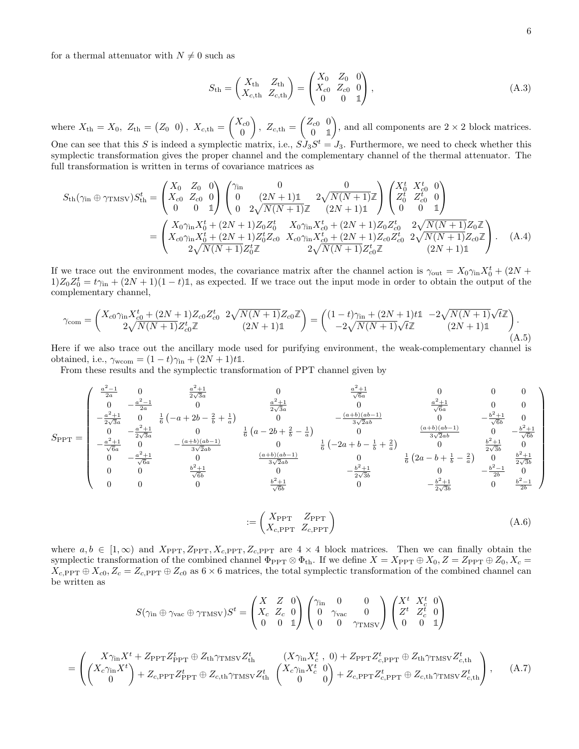for a thermal attenuator with $N \neq 0$ such as

$$
S_{\rm th} = \begin{pmatrix} X_{\rm th} & Z_{\rm th} \\ X_{c,\rm th} & Z_{c,\rm th} \end{pmatrix} = \begin{pmatrix} X_0 & Z_0 & 0 \\ X_{c0} & Z_{c0} & 0 \\ 0 & 0 & \mathbb{1} \end{pmatrix}, \tag{A.3}
$$

where $X_{\rm th} = X_0,\ Z_{\rm th} = \begin{pmatrix} Z_0 & 0 \end{pmatrix},\ X_{c,\rm th} = \begin{pmatrix} X_{c0} \\ 0 \end{pmatrix},\ Z_{c,\rm th} = \begin{pmatrix} Z_{c0} & 0 \\ 0 & \mathbb{1} \end{pmatrix}$, and all components are $2\times 2$ block matrices. One can see that this $S$ is indeed a symplectic matrix, i.e., $SJ_3S^t = J_3$. Furthermore, we need to check whether this symplectic transformation gives the proper channel and the complementary channel of the thermal attenuator. The full transformation is written in terms of covariance matrices as

$$
\begin{aligned}
S_{\rm th}(\gamma_{\rm in} \oplus \gamma_{\rm TMSV})S_{\rm th}^t &= \begin{pmatrix} X_0 & Z_0 & 0 \\ X_{c0} & Z_{c0} & 0 \\ 0 & 0 & \mathbb{1} \end{pmatrix} \begin{pmatrix} \gamma_{\rm in} & 0 & 0 \\ 0 & (2N+1)\mathbb{1} & 2\sqrt{N(N+1)}\mathbb{Z} \\ 0 & 2\sqrt{N(N+1)}\mathbb{Z} & (2N+1)\mathbb{1} \end{pmatrix} \begin{pmatrix} X_0^t & X_{c0}^t & 0 \\ Z_0^t & Z_{c0}^t & 0 \\ 0 & 0 & \mathbb{1} \end{pmatrix} \\
&= \begin{pmatrix} X_0\gamma_{\rm in}X_0^t + (2N+1)Z_0Z_0^t & X_0\gamma_{\rm in}X_{c0}^t + (2N+1)Z_0Z_{c0}^t & 2\sqrt{N(N+1)}Z_0\mathbb{Z} \\ X_{c0}\gamma_{\rm in}X_0^t + (2N+1)Z_0^tZ_{c0} & X_{c0}\gamma_{\rm in}X_{c0}^t + (2N+1)Z_{c0}Z_{c0}^t & 2\sqrt{N(N+1)}Z_{c0}\mathbb{Z} \\ 2\sqrt{N(N+1)}Z_0^t\mathbb{Z} & 2\sqrt{N(N+1)}Z_{c0}^t\mathbb{Z} & (2N+1)\mathbb{1} \end{pmatrix}.
\end{aligned} \tag{A.4}
$$

If we trace out the environment modes, the covariance matrix after the channel action is $\gamma_{\rm out} = X_0\gamma_{\rm in}X_0^t + (2N+1)Z_0Z_0^t = t\gamma_{\rm in} + (2N+1)(1-t)\mathbb{1}$, as expected. If we trace out the input mode in order to obtain the output of the complementary channel,

$$
\gamma_{\rm com} = \begin{pmatrix} X_{c0}\gamma_{\rm in}X_{c0}^t + (2N+1)Z_{c0}Z_{c0}^t & 2\sqrt{N(N+1)}Z_{c0}\mathbb{Z} \\ 2\sqrt{N(N+1)}Z_{c0}^t\mathbb{Z} & (2N+1)\mathbb{1} \end{pmatrix} = \begin{pmatrix} (1-t)\gamma_{\rm in} + (2N+1)t\mathbb{1} & -2\sqrt{N(N+1)}\sqrt{t}\mathbb{Z} \\ -2\sqrt{N(N+1)}\sqrt{t}\mathbb{Z} & (2N+1)\mathbb{1} \end{pmatrix}. \tag{A.5}
$$

Here if we also trace out the ancillary mode used for purifying environment, the weak-complementary channel is obtained, i.e., $\gamma_{\rm wcom} = (1-t)\gamma_{\rm in} + (2N+1)t\mathbb{1}$.

From these results and the symplectic transformation of PPT channel given by

$$
S_{\rm PPT} = \begin{pmatrix}
\frac{a^2-1}{2a} & 0 & \frac{a^2+1}{2\sqrt{3}a} & 0 & \frac{a^2+1}{\sqrt{6}a} & 0 & 0 & 0 \\
0 & -\frac{a^2-1}{2a} & 0 & \frac{a^2+1}{2\sqrt{3}a} & 0 & \frac{a^2+1}{\sqrt{6}a} & 0 & 0 \\
-\frac{a^2+1}{2\sqrt{3}a} & 0 & \frac{1}{6}\left(-a+2b-\frac{2}{b}+\frac{1}{a}\right) & 0 & -\frac{(a+b)(ab-1)}{3\sqrt{2}ab} & 0 & -\frac{b^2+1}{\sqrt{6}b} & 0 \\
0 & -\frac{a^2+1}{2\sqrt{3}a} & 0 & \frac{1}{6}\left(a-2b+\frac{2}{b}-\frac{1}{a}\right) & 0 & \frac{(a+b)(ab-1)}{3\sqrt{2}ab} & 0 & -\frac{b^2+1}{\sqrt{6}b} \\
-\frac{a^2+1}{\sqrt{6}a} & 0 & -\frac{(a+b)(ab-1)}{3\sqrt{2}ab} & 0 & \frac{1}{6}\left(-2a+b-\frac{1}{b}+\frac{2}{a}\right) & 0 & \frac{b^2+1}{2\sqrt{3}b} & 0 \\
0 & -\frac{a^2+1}{\sqrt{6}a} & 0 & \frac{(a+b)(ab-1)}{3\sqrt{2}ab} & 0 & \frac{1}{6}\left(2a-b+\frac{1}{b}-\frac{2}{a}\right) & 0 & \frac{b^2+1}{2\sqrt{3}b} \\
0 & 0 & \frac{b^2+1}{\sqrt{6}b} & 0 & -\frac{b^2+1}{2\sqrt{3}b} & 0 & -\frac{b^2-1}{2b} & 0 \\
0 & 0 & 0 & \frac{b^2+1}{\sqrt{6}b} & 0 & -\frac{b^2+1}{2\sqrt{3}b} & 0 & \frac{b^2-1}{2b}
\end{pmatrix}
$$

$$
:= \begin{pmatrix} X_{\rm PPT} & Z_{\rm PPT} \\ X_{c,\rm PPT} & Z_{c,\rm PPT} \end{pmatrix} \tag{A.6}
$$

where $a, b \in [1,\infty)$ and $X_{\rm PPT}, Z_{\rm PPT}, X_{c,\rm PPT}, Z_{c,\rm PPT}$ are $4\times 4$ block matrices. Then we can finally obtain the symplectic transformation of the combined channel $\Phi_{\rm PPT} \otimes \Phi_{\rm th}$. If we define $X = X_{\rm PPT} \oplus X_0, Z = Z_{\rm PPT} \oplus Z_0, X_c = X_{c,\rm PPT} \oplus X_{c0}, Z_c = Z_{c,\rm PPT} \oplus Z_{c0}$ as $6\times 6$ matrices, the total symplectic transformation of the combined channel can be written as

$$
S(\gamma_{\rm in} \oplus \gamma_{\rm vac} \oplus \gamma_{\rm TMSV})S^t = \begin{pmatrix} X & Z & 0 \\ X_c & Z_c & 0 \\ 0 & 0 & \mathbb{1} \end{pmatrix} \begin{pmatrix} \gamma_{\rm in} & 0 & 0 \\ 0 & \gamma_{\rm vac} & 0 \\ 0 & 0 & \gamma_{\rm TMSV} \end{pmatrix} \begin{pmatrix} X^t & X_c^t & 0 \\ Z^t & Z_c^t & 0 \\ 0 & 0 & \mathbb{1} \end{pmatrix}
$$

$$
= \begin{pmatrix} X\gamma_{\rm in}X^t + Z_{\rm PPT}Z_{\rm PPT}^t \oplus Z_{\rm th}\gamma_{\rm TMSV}Z_{\rm th}^t & (X\gamma_{\rm in}X_c^t\ ,\ 0) + Z_{\rm PPT}Z_{c,\rm PPT}^t \oplus Z_{\rm th}\gamma_{\rm TMSV}Z_{c,\rm th}^t \\ \begin{pmatrix} X_c\gamma_{\rm in}X^t \\ 0 \end{pmatrix} + Z_{c,\rm PPT}Z_{\rm PPT}^t \oplus Z_{c,\rm th}\gamma_{\rm TMSV}Z_{\rm th}^t & \begin{pmatrix} X_c\gamma_{\rm in}X_c^t & 0 \\ 0 & 0 \end{pmatrix} + Z_{c,\rm PPT}Z_{c,\rm PPT}^t \oplus Z_{c,\rm th}\gamma_{\rm TMSV}Z_{c,\rm th}^t \end{pmatrix}, \tag{A.7}
$$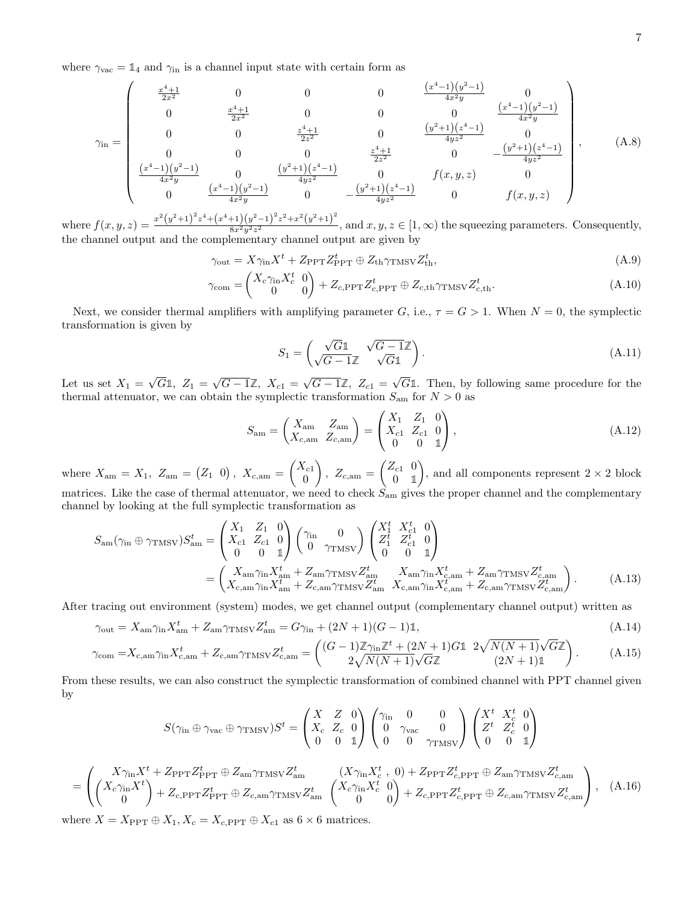where $\gamma_{\rm vac} = \mathbb{1}_4$ and $\gamma_{\rm in}$ is a channel input state with certain form as

$$
\gamma_{\rm in} = \begin{pmatrix}
\frac{x^4+1}{2x^2} & 0 & 0 & 0 & \frac{(x^4-1)(y^2-1)}{4x^2y} & 0 \\
0 & \frac{x^4+1}{2x^2} & 0 & 0 & 0 & \frac{(x^4-1)(y^2-1)}{4x^2y} \\
0 & 0 & \frac{z^4+1}{2z^2} & 0 & \frac{(y^2+1)(z^4-1)}{4yz^2} & 0 \\
0 & 0 & 0 & \frac{z^4+1}{2z^2} & 0 & -\frac{(y^2+1)(z^4-1)}{4yz^2} \\
\frac{(x^4-1)(y^2-1)}{4x^2y} & 0 & \frac{(y^2+1)(z^4-1)}{4yz^2} & 0 & f(x,y,z) & 0 \\
0 & \frac{(x^4-1)(y^2-1)}{4x^2y} & 0 & -\frac{(y^2+1)(z^4-1)}{4yz^2} & 0 & f(x,y,z)
\end{pmatrix}, \tag{A.8}
$$

where $f(x,y,z) = \frac{x^2(y^2+1)^2z^4 + (x^4+1)(y^2-1)^2z^2 + x^2(y^2+1)^2}{8x^2y^2z^2}$, and $x, y, z \in [1, \infty)$ the squeezing parameters. Consequently, the channel output and the complementary channel output are given by

$$
\gamma_{\rm out} = X\gamma_{\rm in}X^t + Z_{\rm PPT}Z_{\rm PPT}^t \oplus Z_{\rm th}\gamma_{\rm TMSV}Z_{\rm th}^t, \tag{A.9}
$$

$$
\gamma_{\rm com} = \begin{pmatrix} X_c\gamma_{\rm in}X_c^t & 0 \\ 0 & 0 \end{pmatrix} + Z_{c,\rm PPT}Z_{c,\rm PPT}^t \oplus Z_{c,\rm th}\gamma_{\rm TMSV}Z_{c,\rm th}^t. \tag{A.10}
$$

Next, we consider thermal amplifiers with amplifying parameter $G$, i.e., $\tau = G > 1$. When $N = 0$, the symplectic transformation is given by

$$
S_1 = \begin{pmatrix} \sqrt{G}\mathbb{1} & \sqrt{G-1}\mathbb{Z} \\ \sqrt{G-1}\mathbb{Z} & \sqrt{G}\mathbb{1} \end{pmatrix}. \tag{A.11}
$$

Let us set $X_1 = \sqrt{G}\mathbb{1},\ Z_1 = \sqrt{G-1}\mathbb{Z},\ X_{c1} = \sqrt{G-1}\mathbb{Z},\ Z_{c1} = \sqrt{G}\mathbb{1}$. Then, by following same procedure for the thermal attenuator, we can obtain the symplectic transformation $S_{\rm am}$ for $N > 0$ as

$$
S_{\rm am} = \begin{pmatrix} X_{\rm am} & Z_{\rm am} \\ X_{\rm c,am} & Z_{\rm c,am} \end{pmatrix} = \begin{pmatrix} X_1 & Z_1 & 0 \\ X_{c1} & Z_{c1} & 0 \\ 0 & 0 & \mathbb{1} \end{pmatrix}, \tag{A.12}
$$

where $X_{\rm am} = X_1,\ Z_{\rm am} = \begin{pmatrix} Z_1 & 0 \end{pmatrix},\ X_{\rm c,am} = \begin{pmatrix} X_{c1} \\ 0 \end{pmatrix},\ Z_{\rm c,am} = \begin{pmatrix} Z_{c1} & 0 \\ 0 & \mathbb{1} \end{pmatrix}$, and all components represent $2\times 2$ block matrices. Like the case of thermal attenuator, we need to check $S_{\rm am}$ gives the proper channel and the complementary channel by looking at the full symplectic transformation as

$$
\begin{aligned}
S_{\rm am}(\gamma_{\rm in} \oplus \gamma_{\rm TMSV})S_{\rm am}^t &= \begin{pmatrix} X_1 & Z_1 & 0 \\ X_{c1} & Z_{c1} & 0 \\ 0 & 0 & \mathbb{1} \end{pmatrix} \begin{pmatrix} \gamma_{\rm in} & 0 \\ 0 & \gamma_{\rm TMSV} \end{pmatrix} \begin{pmatrix} X_1^t & X_{c1}^t & 0 \\ Z_1^t & Z_{c1}^t & 0 \\ 0 & 0 & \mathbb{1} \end{pmatrix} \\
&= \begin{pmatrix} X_{\rm am}\gamma_{\rm in}X_{\rm am}^t + Z_{\rm am}\gamma_{\rm TMSV}Z_{\rm am}^t & X_{\rm am}\gamma_{\rm in}X_{\rm c,am}^t + Z_{\rm am}\gamma_{\rm TMSV}Z_{\rm c,am}^t \\ X_{\rm c,am}\gamma_{\rm in}X_{\rm am}^t + Z_{\rm c,am}\gamma_{\rm TMSV}Z_{\rm am}^t & X_{\rm c,am}\gamma_{\rm in}X_{\rm c,am}^t + Z_{\rm c,am}\gamma_{\rm TMSV}Z_{\rm c,am}^t \end{pmatrix}.
\end{aligned} \tag{A.13}
$$

After tracing out environment (system) modes, we get channel output (complementary channel output) written as

$$
\gamma_{\rm out} = X_{\rm am}\gamma_{\rm in}X_{\rm am}^t + Z_{\rm am}\gamma_{\rm TMSV}Z_{\rm am}^t = G\gamma_{\rm in} + (2N+1)(G-1)\mathbb{1}, \tag{A.14}
$$

$$
\gamma_{\rm com} = X_{\rm c,am}\gamma_{\rm in}X_{\rm c,am}^t + Z_{\rm c,am}\gamma_{\rm TMSV}Z_{\rm c,am}^t = \begin{pmatrix} (G-1)\mathbb{Z}\gamma_{\rm in}\mathbb{Z}^t + (2N+1)G\mathbb{1} & 2\sqrt{N(N+1)}\sqrt{G}\mathbb{Z} \\ 2\sqrt{N(N+1)}\sqrt{G}\mathbb{Z} & (2N+1)\mathbb{1} \end{pmatrix}. \tag{A.15}
$$

From these results, we can also construct the symplectic transformation of combined channel with PPT channel given by

$$
S(\gamma_{\rm in} \oplus \gamma_{\rm vac} \oplus \gamma_{\rm TMSV})S^t = \begin{pmatrix} X & Z & 0 \\ X_c & Z_c & 0 \\ 0 & 0 & \mathbb{1} \end{pmatrix} \begin{pmatrix} \gamma_{\rm in} & 0 & 0 \\ 0 & \gamma_{\rm vac} & 0 \\ 0 & 0 & \gamma_{\rm TMSV} \end{pmatrix} \begin{pmatrix} X^t & X_c^t & 0 \\ Z^t & Z_c^t & 0 \\ 0 & 0 & \mathbb{1} \end{pmatrix}
$$

$$
= \begin{pmatrix} X\gamma_{\rm in}X^t + Z_{\rm PPT}Z_{\rm PPT}^t \oplus Z_{\rm am}\gamma_{\rm TMSV}Z_{\rm am}^t & (X\gamma_{\rm in}X_c^t\ ,\ 0) + Z_{\rm PPT}Z_{c,\rm PPT}^t \oplus Z_{\rm am}\gamma_{\rm TMSV}Z_{c,\rm am}^t \\ \begin{pmatrix} X_c\gamma_{\rm in}X^t \\ 0 \end{pmatrix} + Z_{c,\rm PPT}Z_{\rm PPT}^t \oplus Z_{c,\rm am}\gamma_{\rm TMSV}Z_{\rm am}^t & \begin{pmatrix} X_c\gamma_{\rm in}X_c^t & 0 \\ 0 & 0 \end{pmatrix} + Z_{c,\rm PPT}Z_{c,\rm PPT}^t \oplus Z_{c,\rm am}\gamma_{\rm TMSV}Z_{c,\rm am}^t \end{pmatrix}, \tag{A.16}
$$

where $X = X_{\rm PPT} \oplus X_1, X_c = X_{c,\rm PPT} \oplus X_{c1}$ as $6 \times 6$ matrices.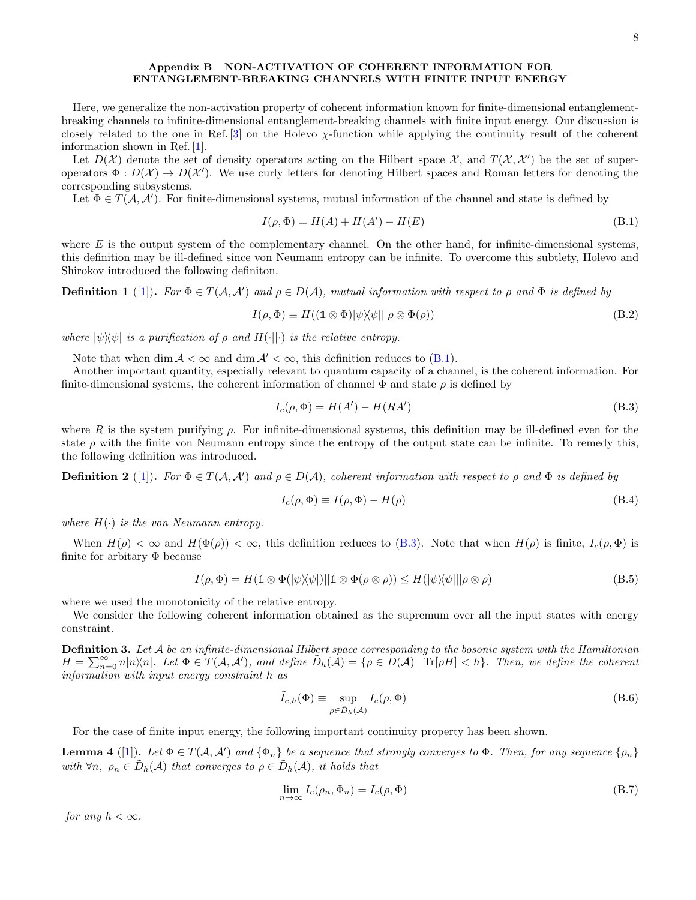## Appendix B NON-ACTIVATION OF COHERENT INFORMATION FOR ENTANGLEMENT-BREAKING CHANNELS WITH FINITE INPUT ENERGY

Here, we generalize the non-activation property of coherent information known for finite-dimensional entanglement-breaking channels to infinite-dimensional entanglement-breaking channels with finite input energy. Our discussion is closely related to the one in Ref. [3] on the Holevo $\chi$-function while applying the continuity result of the coherent information shown in Ref. [1].

Let $D(\mathcal{X})$ denote the set of density operators acting on the Hilbert space $\mathcal{X}$, and $T(\mathcal{X}, \mathcal{X}')$ be the set of super-operators $\Phi : D(\mathcal{X}) \to D(\mathcal{X}')$. We use curly letters for denoting Hilbert spaces and Roman letters for denoting the corresponding subsystems.

Let $\Phi \in T(\mathcal{A}, \mathcal{A}')$. For finite-dimensional systems, mutual information of the channel and state is defined by

$$I(\rho, \Phi) = H(A) + H(A') - H(E) \tag{B.1}$$

where $E$ is the output system of the complementary channel. On the other hand, for infinite-dimensional systems, this definition may be ill-defined since von Neumann entropy can be infinite. To overcome this subtlety, Holevo and Shirokov introduced the following definiton.

**Definition 1** ([1]). *For $\Phi \in T(\mathcal{A}, \mathcal{A}')$ and $\rho \in D(\mathcal{A})$, mutual information with respect to $\rho$ and $\Phi$ is defined by*

$$I(\rho, \Phi) \equiv H((\mathbb{1} \otimes \Phi)|\psi\rangle\langle\psi| || \rho \otimes \Phi(\rho)) \tag{B.2}$$

*where $|\psi\rangle\langle\psi|$ is a purification of $\rho$ and $H(\cdot||\cdot)$ is the relative entropy.*

Note that when $\dim \mathcal{A} < \infty$ and $\dim \mathcal{A}' < \infty$, this definition reduces to (B.1).

Another important quantity, especially relevant to quantum capacity of a channel, is the coherent information. For finite-dimensional systems, the coherent information of channel $\Phi$ and state $\rho$ is defined by

$$I_c(\rho, \Phi) = H(A') - H(RA') \tag{B.3}$$

where $R$ is the system purifying $\rho$. For infinite-dimensional systems, this definition may be ill-defined even for the state $\rho$ with the finite von Neumann entropy since the entropy of the output state can be infinite. To remedy this, the following definition was introduced.

**Definition 2** ([1]). *For $\Phi \in T(\mathcal{A}, \mathcal{A}')$ and $\rho \in D(\mathcal{A})$, coherent information with respect to $\rho$ and $\Phi$ is defined by*

$$I_c(\rho, \Phi) \equiv I(\rho, \Phi) - H(\rho) \tag{B.4}$$

*where $H(\cdot)$ is the von Neumann entropy.*

When $H(\rho) < \infty$ and $H(\Phi(\rho)) < \infty$, this definition reduces to (B.3). Note that when $H(\rho)$ is finite, $I_c(\rho, \Phi)$ is finite for arbitary $\Phi$ because

$$I(\rho, \Phi) = H(\mathbb{1} \otimes \Phi(|\psi\rangle\langle\psi|) || \mathbb{1} \otimes \Phi(\rho \otimes \rho)) \leq H(|\psi\rangle\langle\psi| || \rho \otimes \rho) \tag{B.5}$$

where we used the monotonicity of the relative entropy.

We consider the following coherent information obtained as the supremum over all the input states with energy constraint.

**Definition 3.** *Let $\mathcal{A}$ be an infinite-dimensional Hilbert space corresponding to the bosonic system with the Hamiltonian $H = \sum_{n=0}^{\infty} n|n\rangle\langle n|$. Let $\Phi \in T(\mathcal{A}, \mathcal{A}')$, and define $\tilde{D}_h(\mathcal{A}) = \{\rho \in D(\mathcal{A}) \,|\, \mathrm{Tr}[\rho H] < h\}$. Then, we define the coherent information with input energy constraint $h$ as*

$$\tilde{I}_{c,h}(\Phi) \equiv \sup_{\rho \in \tilde{D}_h(\mathcal{A})} I_c(\rho, \Phi) \tag{B.6}$$

For the case of finite input energy, the following important continuity property has been shown.

**Lemma 4** ([1]). *Let $\Phi \in T(\mathcal{A}, \mathcal{A}')$ and $\{\Phi_n\}$ be a sequence that strongly converges to $\Phi$. Then, for any sequence $\{\rho_n\}$ with $\forall n,\ \rho_n \in \tilde{D}_h(\mathcal{A})$ that converges to $\rho \in \tilde{D}_h(\mathcal{A})$, it holds that*

$$\lim_{n \to \infty} I_c(\rho_n, \Phi_n) = I_c(\rho, \Phi) \tag{B.7}$$

*for any $h < \infty$.*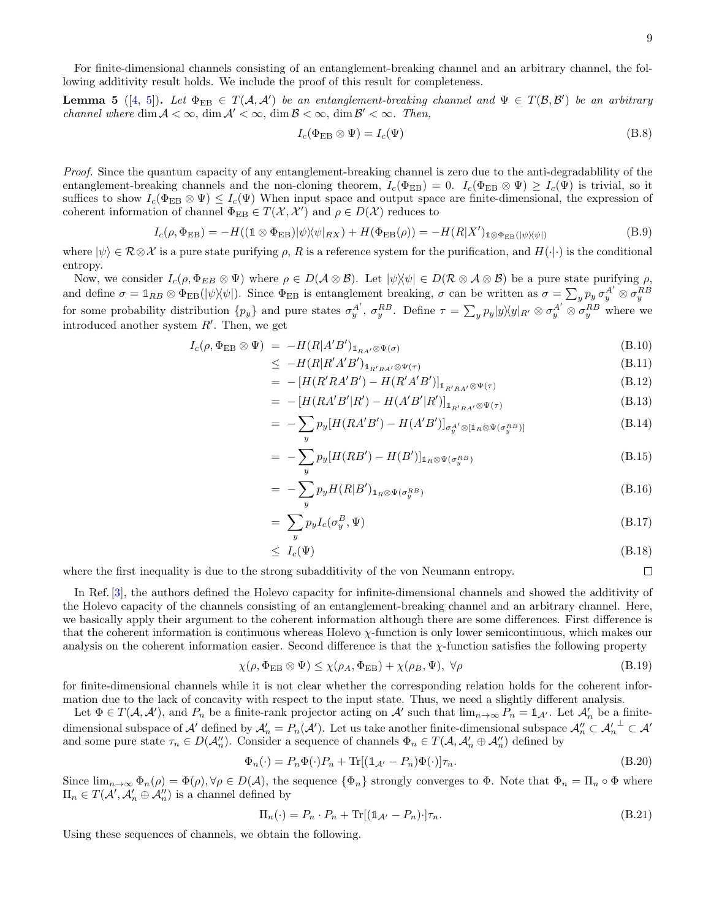For finite-dimensional channels consisting of an entanglement-breaking channel and an arbitrary channel, the following additivity result holds. We include the proof of this result for completeness.

**Lemma 5** ([4, 5])**.** *Let $\Phi_{\mathrm{EB}} \in T(\mathcal{A}, \mathcal{A}')$ be an entanglement-breaking channel and $\Psi \in T(\mathcal{B}, \mathcal{B}')$ be an arbitrary channel where $\dim \mathcal{A} < \infty$, $\dim \mathcal{A}' < \infty$, $\dim \mathcal{B} < \infty$, $\dim \mathcal{B}' < \infty$. Then,*

$$I_c(\Phi_{\mathrm{EB}} \otimes \Psi) = I_c(\Psi) \tag{B.8}$$

*Proof.* Since the quantum capacity of any entanglement-breaking channel is zero due to the anti-degradablility of the entanglement-breaking channels and the non-cloning theorem, $I_c(\Phi_{\mathrm{EB}}) = 0$. $I_c(\Phi_{\mathrm{EB}} \otimes \Psi) \geq I_c(\Psi)$ is trivial, so it suffices to show $I_c(\Phi_{\mathrm{EB}} \otimes \Psi) \leq I_c(\Psi)$ When input space and output space are finite-dimensional, the expression of coherent information of channel $\Phi_{\mathrm{EB}} \in T(\mathcal{X}, \mathcal{X}')$ and $\rho \in D(\mathcal{X})$ reduces to

$$I_c(\rho, \Phi_{\mathrm{EB}}) = -H((\mathbb{1} \otimes \Phi_{\mathrm{EB}})|\psi\rangle\langle\psi|_{RX}) + H(\Phi_{\mathrm{EB}}(\rho)) = -H(R|X')_{\mathbb{1}\otimes\Phi_{\mathrm{EB}}(|\psi\rangle\langle\psi|)} \tag{B.9}$$

where $|\psi\rangle \in \mathcal{R} \otimes \mathcal{X}$ is a pure state purifying $\rho$, $R$ is a reference system for the purification, and $H(\cdot|\cdot)$ is the conditional entropy.

Now, we consider $I_c(\rho, \Phi_{EB} \otimes \Psi)$ where $\rho \in D(\mathcal{A} \otimes \mathcal{B})$. Let $|\psi\rangle\langle\psi| \in D(\mathcal{R} \otimes \mathcal{A} \otimes \mathcal{B})$ be a pure state purifying $\rho$, and define $\sigma = \mathbb{1}_{RB} \otimes \Phi_{\mathrm{EB}}(|\psi\rangle\langle\psi|)$. Since $\Phi_{\mathrm{EB}}$ is entanglement breaking, $\sigma$ can be written as $\sigma = \sum_y p_y \, \sigma_y^{A'} \otimes \sigma_y^{RB}$ for some probability distribution $\{p_y\}$ and pure states $\sigma_y^{A'}$, $\sigma_y^{RB}$. Define $\tau = \sum_y p_y |y\rangle\langle y|_{R'} \otimes \sigma_y^{A'} \otimes \sigma_y^{RB}$ where we introduced another system $R'$. Then, we get

$$\begin{aligned}
I_c(\rho, \Phi_{\mathrm{EB}} \otimes \Psi) &= -H(R|A'B')_{\mathbb{1}_{RA'}\otimes\Psi(\sigma)} && \text{(B.10)}\\
&\leq -H(R|R'A'B')_{\mathbb{1}_{R'RA'}\otimes\Psi(\tau)} && \text{(B.11)}\\
&= -\left[H(R'RA'B') - H(R'A'B')\right]_{\mathbb{1}_{R'RA'}\otimes\Psi(\tau)} && \text{(B.12)}\\
&= -\left[H(RA'B'|R') - H(A'B'|R')\right]_{\mathbb{1}_{R'RA'}\otimes\Psi(\tau)} && \text{(B.13)}\\
&= -\sum_y p_y \left[H(RA'B') - H(A'B')\right]_{\sigma_y^{A'}\otimes[\mathbb{1}_R\otimes\Psi(\sigma_y^{RB})]} && \text{(B.14)}\\
&= -\sum_y p_y \left[H(RB') - H(B')\right]_{\mathbb{1}_R\otimes\Psi(\sigma_y^{RB})} && \text{(B.15)}\\
&= -\sum_y p_y H(R|B')_{\mathbb{1}_R\otimes\Psi(\sigma_y^{RB})} && \text{(B.16)}\\
&= \sum_y p_y I_c(\sigma_y^B, \Psi) && \text{(B.17)}\\
&\leq I_c(\Psi) && \text{(B.18)}
\end{aligned}$$

where the first inequality is due to the strong subadditivity of the von Neumann entropy. $\square$

In Ref. [3], the authors defined the Holevo capacity for infinite-dimensional channels and showed the additivity of the Holevo capacity of the channels consisting of an entanglement-breaking channel and an arbitrary channel. Here, we basically apply their argument to the coherent information although there are some differences. First difference is that the coherent information is continuous whereas Holevo $\chi$-function is only lower semicontinuous, which makes our analysis on the coherent information easier. Second difference is that the $\chi$-function satisfies the following property

$$\chi(\rho, \Phi_{\mathrm{EB}} \otimes \Psi) \leq \chi(\rho_A, \Phi_{\mathrm{EB}}) + \chi(\rho_B, \Psi), \ \forall \rho \tag{B.19}$$

for finite-dimensional channels while it is not clear whether the corresponding relation holds for the coherent information due to the lack of concavity with respect to the input state. Thus, we need a slightly different analysis.

Let $\Phi \in T(\mathcal{A}, \mathcal{A}')$, and $P_n$ be a finite-rank projector acting on $\mathcal{A}'$ such that $\lim_{n\to\infty} P_n = \mathbb{1}_{\mathcal{A}'}$. Let $\mathcal{A}'_n$ be a finite-dimensional subspace of $\mathcal{A}'$ defined by $\mathcal{A}'_n = P_n(\mathcal{A}')$. Let us take another finite-dimensional subspace $\mathcal{A}''_n \subset {\mathcal{A}'_n}^{\perp} \subset \mathcal{A}'$ and some pure state $\tau_n \in D(\mathcal{A}''_n)$. Consider a sequence of channels $\Phi_n \in T(\mathcal{A}, \mathcal{A}'_n \oplus \mathcal{A}''_n)$ defined by

$$\Phi_n(\cdot) = P_n \Phi(\cdot) P_n + \mathrm{Tr}[(\mathbb{1}_{\mathcal{A}'} - P_n)\Phi(\cdot)]\tau_n. \tag{B.20}$$

Since $\lim_{n\to\infty} \Phi_n(\rho) = \Phi(\rho), \forall \rho \in D(\mathcal{A})$, the sequence $\{\Phi_n\}$ strongly converges to $\Phi$. Note that $\Phi_n = \Pi_n \circ \Phi$ where $\Pi_n \in T(\mathcal{A}', \mathcal{A}'_n \oplus \mathcal{A}''_n)$ is a channel defined by

$$\Pi_n(\cdot) = P_n \cdot P_n + \mathrm{Tr}[(\mathbb{1}_{\mathcal{A}'} - P_n)\cdot]\tau_n. \tag{B.21}$$

Using these sequences of channels, we obtain the following.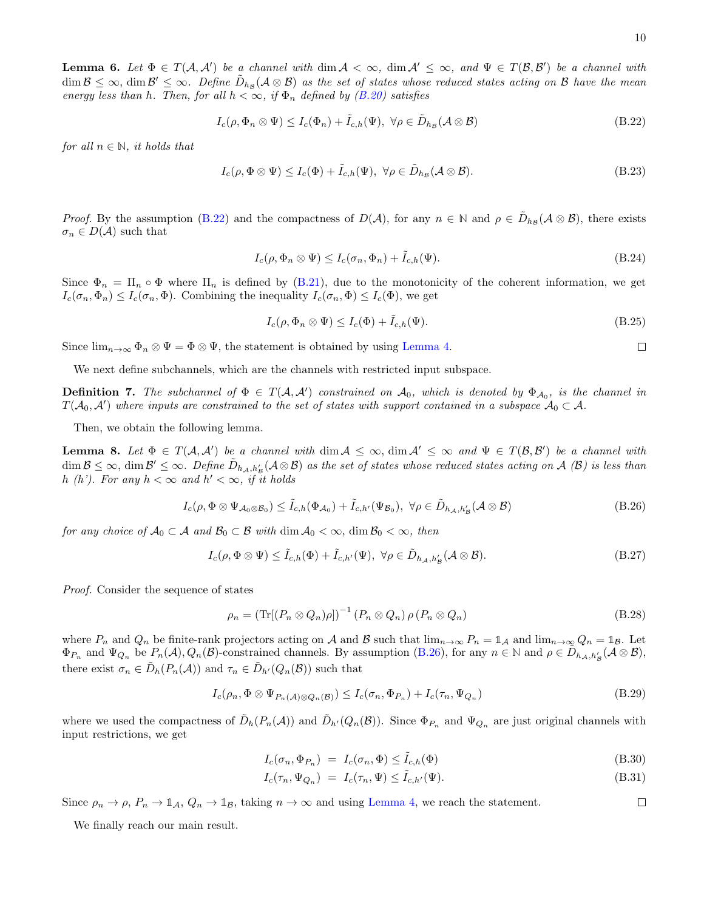**Lemma 6.** *Let $\Phi \in T(\mathcal{A}, \mathcal{A}')$ be a channel with $\dim \mathcal{A} < \infty$, $\dim \mathcal{A}' \leq \infty$, and $\Psi \in T(\mathcal{B}, \mathcal{B}')$ be a channel with $\dim \mathcal{B} \leq \infty$, $\dim \mathcal{B}' \leq \infty$. Define $\tilde{D}_{h_{\mathcal{B}}}(\mathcal{A} \otimes \mathcal{B})$ as the set of states whose reduced states acting on $\mathcal{B}$ have the mean energy less than $h$. Then, for all $h < \infty$, if $\Phi_n$ defined by (B.20) satisfies*

$$I_c(\rho, \Phi_n \otimes \Psi) \leq I_c(\Phi_n) + \tilde{I}_{c,h}(\Psi), \ \forall \rho \in \tilde{D}_{h_{\mathcal{B}}}(\mathcal{A} \otimes \mathcal{B}) \tag{B.22}$$

*for all $n \in \mathbb{N}$, it holds that*

$$I_c(\rho, \Phi \otimes \Psi) \leq I_c(\Phi) + \tilde{I}_{c,h}(\Psi), \ \forall \rho \in \tilde{D}_{h_{\mathcal{B}}}(\mathcal{A} \otimes \mathcal{B}). \tag{B.23}$$

*Proof.* By the assumption (B.22) and the compactness of $D(\mathcal{A})$, for any $n \in \mathbb{N}$ and $\rho \in \tilde{D}_{h_{\mathcal{B}}}(\mathcal{A} \otimes \mathcal{B})$, there exists $\sigma_n \in D(\mathcal{A})$ such that

$$I_c(\rho, \Phi_n \otimes \Psi) \leq I_c(\sigma_n, \Phi_n) + \tilde{I}_{c,h}(\Psi). \tag{B.24}$$

Since $\Phi_n = \Pi_n \circ \Phi$ where $\Pi_n$ is defined by (B.21), due to the monotonicity of the coherent information, we get $I_c(\sigma_n, \Phi_n) \leq I_c(\sigma_n, \Phi)$. Combining the inequality $I_c(\sigma_n, \Phi) \leq I_c(\Phi)$, we get

$$I_c(\rho, \Phi_n \otimes \Psi) \leq I_c(\Phi) + \tilde{I}_{c,h}(\Psi). \tag{B.25}$$

Since $\lim_{n\to\infty} \Phi_n \otimes \Psi = \Phi \otimes \Psi$, the statement is obtained by using Lemma 4. □

We next define subchannels, which are the channels with restricted input subspace.

**Definition 7.** *The subchannel of $\Phi \in T(\mathcal{A}, \mathcal{A}')$ constrained on $\mathcal{A}_0$, which is denoted by $\Phi_{\mathcal{A}_0}$, is the channel in $T(\mathcal{A}_0, \mathcal{A}')$ where inputs are constrained to the set of states with support contained in a subspace $\mathcal{A}_0 \subset \mathcal{A}$.*

Then, we obtain the following lemma.

**Lemma 8.** *Let $\Phi \in T(\mathcal{A}, \mathcal{A}')$ be a channel with $\dim \mathcal{A} \leq \infty$, $\dim \mathcal{A}' \leq \infty$ and $\Psi \in T(\mathcal{B}, \mathcal{B}')$ be a channel with $\dim \mathcal{B} \leq \infty$, $\dim \mathcal{B}' \leq \infty$. Define $\tilde{D}_{h_{\mathcal{A}}, h'_{\mathcal{B}}}(\mathcal{A} \otimes \mathcal{B})$ as the set of states whose reduced states acting on $\mathcal{A}$ ($\mathcal{B}$) is less than $h$ ($h'$). For any $h < \infty$ and $h' < \infty$, if it holds*

$$I_c(\rho, \Phi \otimes \Psi_{\mathcal{A}_0 \otimes \mathcal{B}_0}) \leq \tilde{I}_{c,h}(\Phi_{\mathcal{A}_0}) + \tilde{I}_{c,h'}(\Psi_{\mathcal{B}_0}), \ \forall \rho \in \tilde{D}_{h_{\mathcal{A}}, h'_{\mathcal{B}}}(\mathcal{A} \otimes \mathcal{B}) \tag{B.26}$$

*for any choice of $\mathcal{A}_0 \subset \mathcal{A}$ and $\mathcal{B}_0 \subset \mathcal{B}$ with $\dim \mathcal{A}_0 < \infty$, $\dim \mathcal{B}_0 < \infty$, then*

$$I_c(\rho, \Phi \otimes \Psi) \leq \tilde{I}_{c,h}(\Phi) + \tilde{I}_{c,h'}(\Psi), \ \forall \rho \in \tilde{D}_{h_{\mathcal{A}}, h'_{\mathcal{B}}}(\mathcal{A} \otimes \mathcal{B}). \tag{B.27}$$

*Proof.* Consider the sequence of states

$$\rho_n = \left(\mathrm{Tr}[(P_n \otimes Q_n)\rho]\right)^{-1} (P_n \otimes Q_n)\, \rho\, (P_n \otimes Q_n) \tag{B.28}$$

where $P_n$ and $Q_n$ be finite-rank projectors acting on $\mathcal{A}$ and $\mathcal{B}$ such that $\lim_{n\to\infty} P_n = \mathbb{1}_{\mathcal{A}}$ and $\lim_{n\to\infty} Q_n = \mathbb{1}_{\mathcal{B}}$. Let $\Phi_{P_n}$ and $\Psi_{Q_n}$ be $P_n(\mathcal{A}), Q_n(\mathcal{B})$-constrained channels. By assumption (B.26), for any $n \in \mathbb{N}$ and $\rho \in \tilde{D}_{h_{\mathcal{A}}, h'_{\mathcal{B}}}(\mathcal{A} \otimes \mathcal{B})$, there exist $\sigma_n \in \tilde{D}_h(P_n(\mathcal{A}))$ and $\tau_n \in \tilde{D}_{h'}(Q_n(\mathcal{B}))$ such that

$$I_c(\rho_n, \Phi \otimes \Psi_{P_n(\mathcal{A}) \otimes Q_n(\mathcal{B})}) \leq I_c(\sigma_n, \Phi_{P_n}) + I_c(\tau_n, \Psi_{Q_n}) \tag{B.29}$$

where we used the compactness of $\tilde{D}_h(P_n(\mathcal{A}))$ and $\tilde{D}_{h'}(Q_n(\mathcal{B}))$. Since $\Phi_{P_n}$ and $\Psi_{Q_n}$ are just original channels with input restrictions, we get

$$I_c(\sigma_n, \Phi_{P_n}) = I_c(\sigma_n, \Phi) \leq \tilde{I}_{c,h}(\Phi) \tag{B.30}$$

$$I_c(\tau_n, \Psi_{Q_n}) = I_c(\tau_n, \Psi) \leq \tilde{I}_{c,h'}(\Psi). \tag{B.31}$$

Since $\rho_n \to \rho$, $P_n \to \mathbb{1}_{\mathcal{A}}$, $Q_n \to \mathbb{1}_{\mathcal{B}}$, taking $n \to \infty$ and using Lemma 4, we reach the statement. □

We finally reach our main result.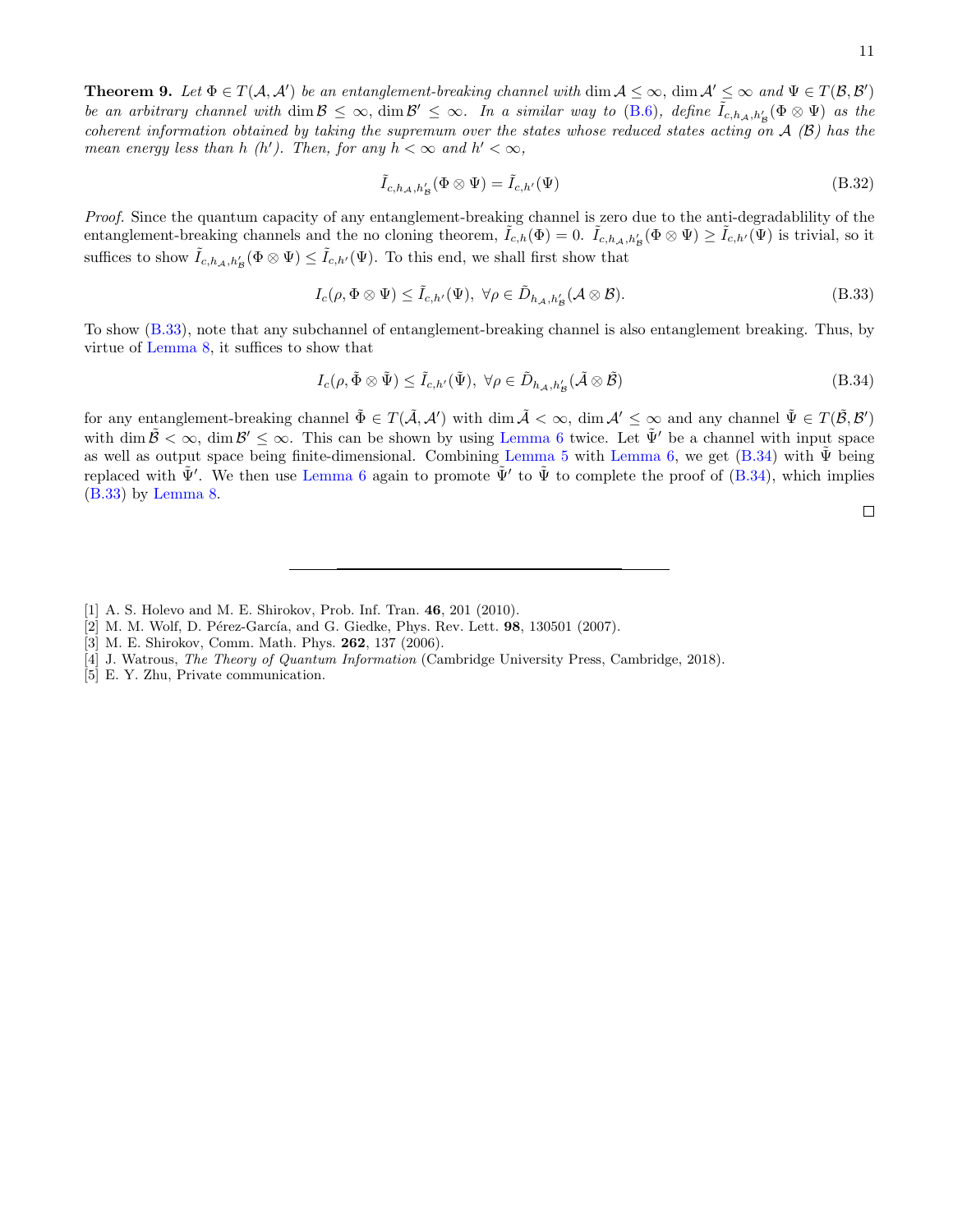**Theorem 9.** *Let $\Phi \in T(\mathcal{A}, \mathcal{A}')$ be an entanglement-breaking channel with $\dim \mathcal{A} \leq \infty$, $\dim \mathcal{A}' \leq \infty$ and $\Psi \in T(\mathcal{B}, \mathcal{B}')$ be an arbitrary channel with $\dim \mathcal{B} \leq \infty$, $\dim \mathcal{B}' \leq \infty$. In a similar way to (B.6), define $\tilde{I}_{c,h_{\mathcal{A}},h'_{\mathcal{B}}}(\Phi \otimes \Psi)$ as the coherent information obtained by taking the supremum over the states whose reduced states acting on $\mathcal{A}$ ($\mathcal{B}$) has the mean energy less than $h$ ($h'$). Then, for any $h < \infty$ and $h' < \infty$,*

$$\tilde{I}_{c,h_{\mathcal{A}},h'_{\mathcal{B}}}(\Phi \otimes \Psi) = \tilde{I}_{c,h'}(\Psi) \tag{B.32}$$

*Proof.* Since the quantum capacity of any entanglement-breaking channel is zero due to the anti-degradablility of the entanglement-breaking channels and the no cloning theorem, $\tilde{I}_{c,h}(\Phi) = 0$. $\tilde{I}_{c,h_{\mathcal{A}},h'_{\mathcal{B}}}(\Phi \otimes \Psi) \geq \tilde{I}_{c,h'}(\Psi)$ is trivial, so it suffices to show $\tilde{I}_{c,h_{\mathcal{A}},h'_{\mathcal{B}}}(\Phi \otimes \Psi) \leq \tilde{I}_{c,h'}(\Psi)$. To this end, we shall first show that

$$I_c(\rho, \Phi \otimes \Psi) \leq \tilde{I}_{c,h'}(\Psi), \ \forall \rho \in \tilde{D}_{h_{\mathcal{A}},h'_{\mathcal{B}}}(\mathcal{A} \otimes \mathcal{B}). \tag{B.33}$$

To show (B.33), note that any subchannel of entanglement-breaking channel is also entanglement breaking. Thus, by virtue of Lemma 8, it suffices to show that

$$I_c(\rho, \tilde{\Phi} \otimes \tilde{\Psi}) \leq \tilde{I}_{c,h'}(\tilde{\Psi}), \ \forall \rho \in \tilde{D}_{h_{\mathcal{A}},h'_{\mathcal{B}}}(\tilde{\mathcal{A}} \otimes \tilde{\mathcal{B}}) \tag{B.34}$$

for any entanglement-breaking channel $\tilde{\Phi} \in T(\tilde{\mathcal{A}}, \mathcal{A}')$ with $\dim \tilde{\mathcal{A}} < \infty$, $\dim \mathcal{A}' \leq \infty$ and any channel $\tilde{\Psi} \in T(\tilde{\mathcal{B}}, \mathcal{B}')$ with $\dim \tilde{\mathcal{B}} < \infty$, $\dim \mathcal{B}' \leq \infty$. This can be shown by using Lemma 6 twice. Let $\tilde{\Psi}'$ be a channel with input space as well as output space being finite-dimensional. Combining Lemma 5 with Lemma 6, we get (B.34) with $\tilde{\Psi}$ being replaced with $\tilde{\Psi}'$. We then use Lemma 6 again to promote $\tilde{\Psi}'$ to $\tilde{\Psi}$ to complete the proof of (B.34), which implies (B.33) by Lemma 8.

□

---

[1] A. S. Holevo and M. E. Shirokov, Prob. Inf. Tran. **46**, 201 (2010).
[2] M. M. Wolf, D. Pérez-García, and G. Giedke, Phys. Rev. Lett. **98**, 130501 (2007).
[3] M. E. Shirokov, Comm. Math. Phys. **262**, 137 (2006).
[4] J. Watrous, *The Theory of Quantum Information* (Cambridge University Press, Cambridge, 2018).
[5] E. Y. Zhu, Private communication.